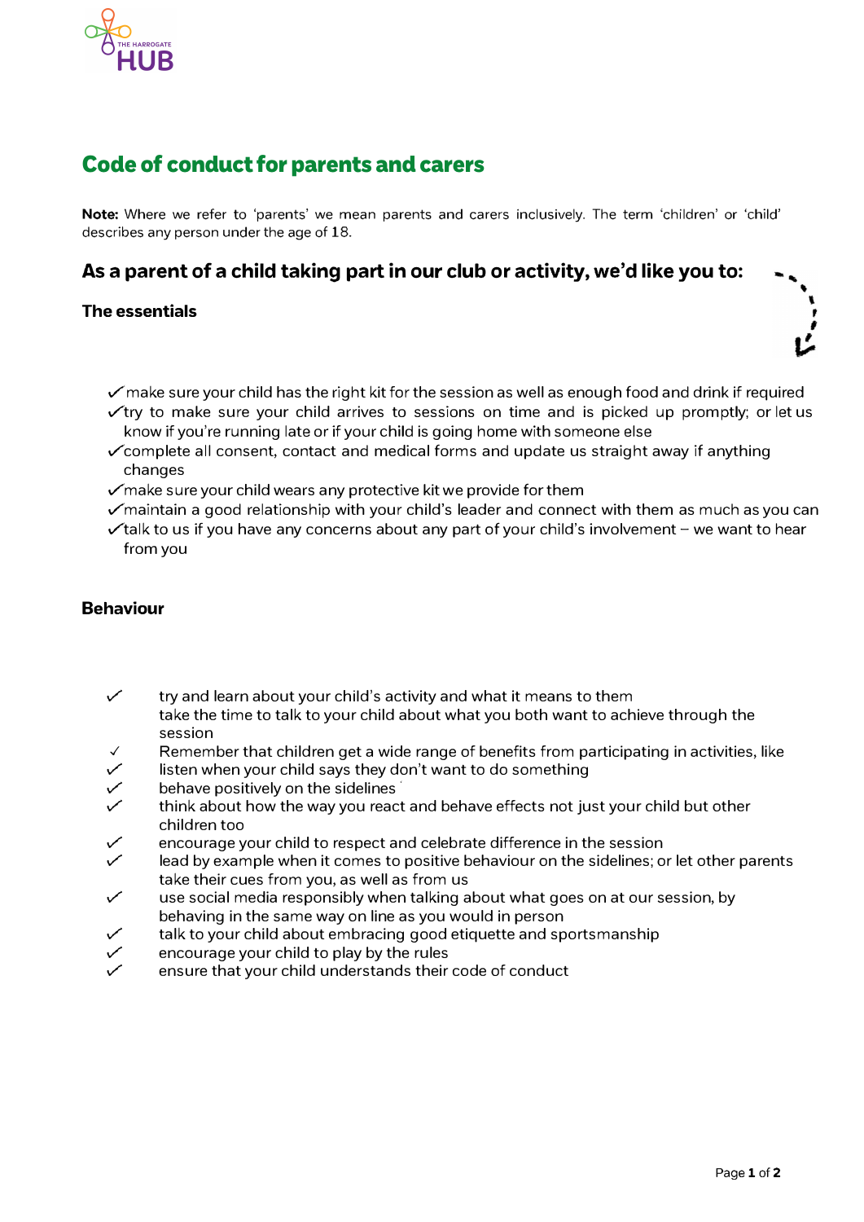# Code of conduct for parents and carers

**Note:** Where we refer to 'parents' we mean parents and carers inclusively. The term 'children' or 'child' describes any person under the age of 18.

## As a parent of a child taking part in our club or activity, we'd like you to:

### The essentials

- ✓ make sure your child has the right kit for the session as well as enough food and drink if required
- ✓ try to make sure your child arrives to sessions on time and is picked up promptly; or let us know if you're running late or if your child is going home with someone else
- ✓ complete all consent, contact and medical forms and update us straight away if anything changes
- ✓ make sure your child wears any protective kit we provide for them
- ✓ maintain a good relationship with your child's leader and connect with them as much as you can
- ✓ talk to us if you have any concerns about any part of your child's involvement – we want to hear from you

### Behaviour

- ✓ try and learn about your child's activity and what it means to them
  take the time to talk to your child about what you both want to achieve through the session
- ✓ Remember that children get a wide range of benefits from participating in activities, like
- ✓ listen when your child says they don't want to do something
- ✓ behave positively on the sidelines
- ✓ think about how the way you react and behave effects not just your child but other children too
- ✓ encourage your child to respect and celebrate difference in the session
- ✓ lead by example when it comes to positive behaviour on the sidelines; or let other parents take their cues from you, as well as from us
- ✓ use social media responsibly when talking about what goes on at our session, by behaving in the same way on line as you would in person
- ✓ talk to your child about embracing good etiquette and sportsmanship
- ✓ encourage your child to play by the rules
- ✓ ensure that your child understands their code of conduct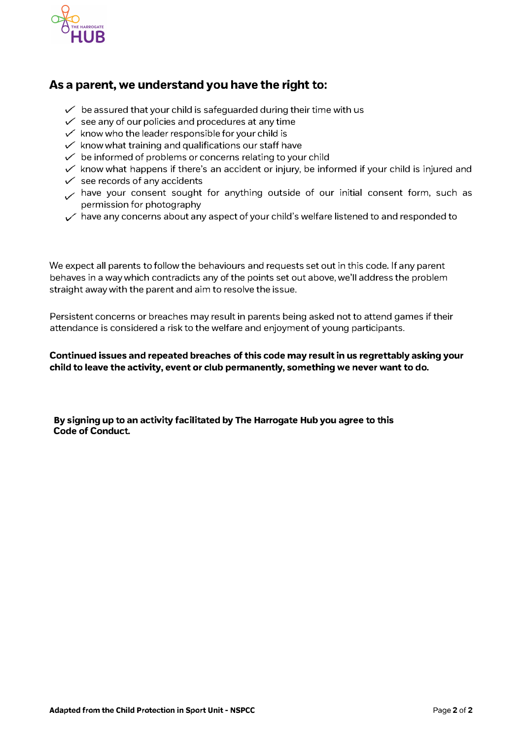## As a parent, we understand you have the right to:

- ✓ be assured that your child is safeguarded during their time with us
- ✓ see any of our policies and procedures at any time
- ✓ know who the leader responsible for your child is
- ✓ know what training and qualifications our staff have
- ✓ be informed of problems or concerns relating to your child
- ✓ know what happens if there's an accident or injury, be informed if your child is injured and
- ✓ see records of any accidents
- ✓ have your consent sought for anything outside of our initial consent form, such as permission for photography
- ✓ have any concerns about any aspect of your child's welfare listened to and responded to

We expect all parents to follow the behaviours and requests set out in this code. If any parent behaves in a way which contradicts any of the points set out above, we'll address the problem straight away with the parent and aim to resolve the issue.

Persistent concerns or breaches may result in parents being asked not to attend games if their attendance is considered a risk to the welfare and enjoyment of young participants.

**Continued issues and repeated breaches of this code may result in us regrettably asking your child to leave the activity, event or club permanently, something we never want to do.**

**By signing up to an activity facilitated by The Harrogate Hub you agree to this Code of Conduct.**

**Adapted from the Child Protection in Sport Unit - NSPCC**